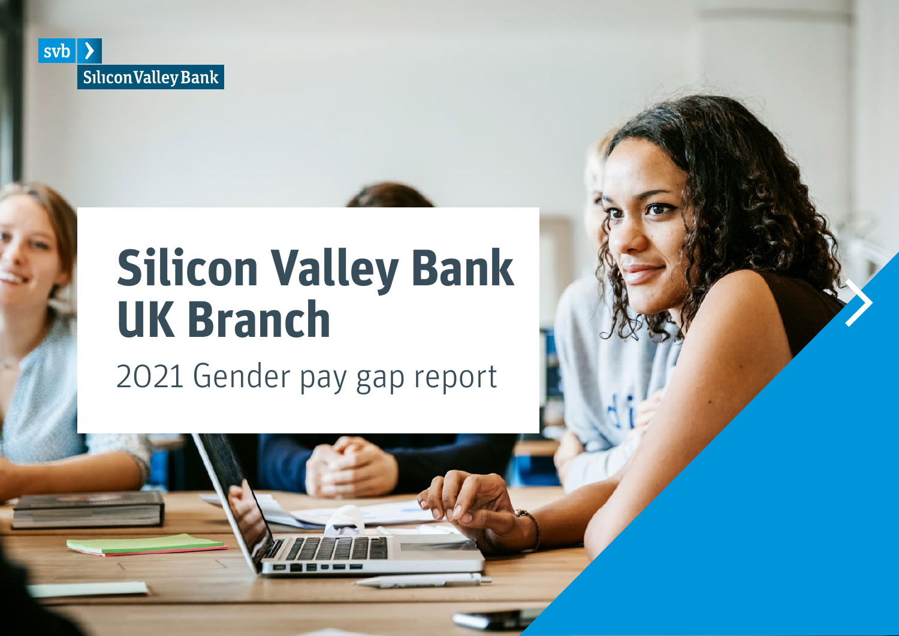svb Silicon Valley Bank

# Silicon Valley Bank UK Branch

2021 Gender pay gap report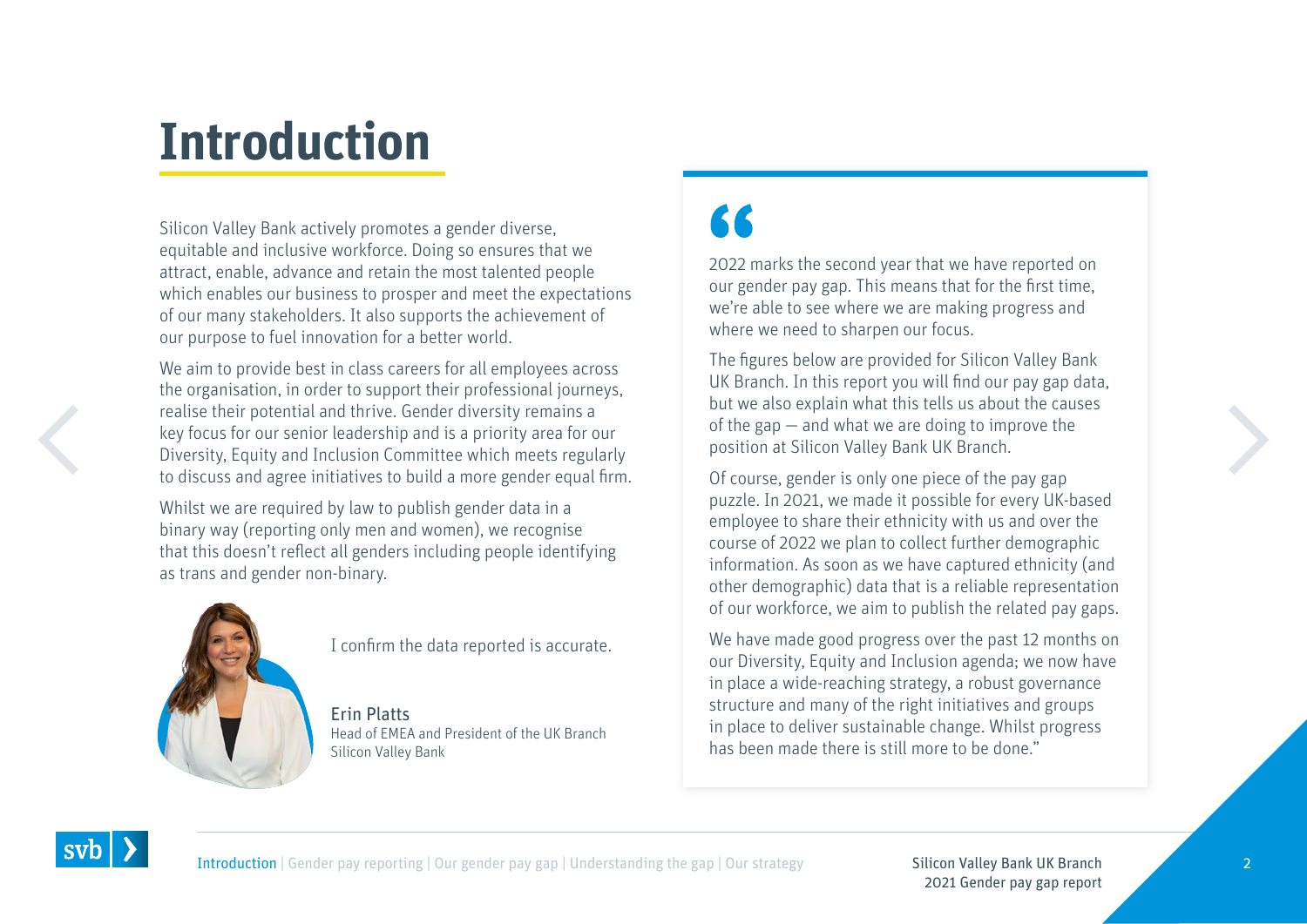# Introduction

Silicon Valley Bank actively promotes a gender diverse, equitable and inclusive workforce. Doing so ensures that we attract, enable, advance and retain the most talented people which enables our business to prosper and meet the expectations of our many stakeholders. It also supports the achievement of our purpose to fuel innovation for a better world.

We aim to provide best in class careers for all employees across the organisation, in order to support their professional journeys, realise their potential and thrive. Gender diversity remains a key focus for our senior leadership and is a priority area for our Diversity, Equity and Inclusion Committee which meets regularly to discuss and agree initiatives to build a more gender equal firm.

Whilst we are required by law to publish gender data in a binary way (reporting only men and women), we recognise that this doesn't reflect all genders including people identifying as trans and gender non-binary.

I confirm the data reported is accurate.

Erin Platts
Head of EMEA and President of the UK Branch
Silicon Valley Bank

> "2022 marks the second year that we have reported on our gender pay gap. This means that for the first time, we're able to see where we are making progress and where we need to sharpen our focus.
>
> The figures below are provided for Silicon Valley Bank UK Branch. In this report you will find our pay gap data, but we also explain what this tells us about the causes of the gap — and what we are doing to improve the position at Silicon Valley Bank UK Branch.
>
> Of course, gender is only one piece of the pay gap puzzle. In 2021, we made it possible for every UK-based employee to share their ethnicity with us and over the course of 2022 we plan to collect further demographic information. As soon as we have captured ethnicity (and other demographic) data that is a reliable representation of our workforce, we aim to publish the related pay gaps.
>
> We have made good progress over the past 12 months on our Diversity, Equity and Inclusion agenda; we now have in place a wide-reaching strategy, a robust governance structure and many of the right initiatives and groups in place to deliver sustainable change. Whilst progress has been made there is still more to be done."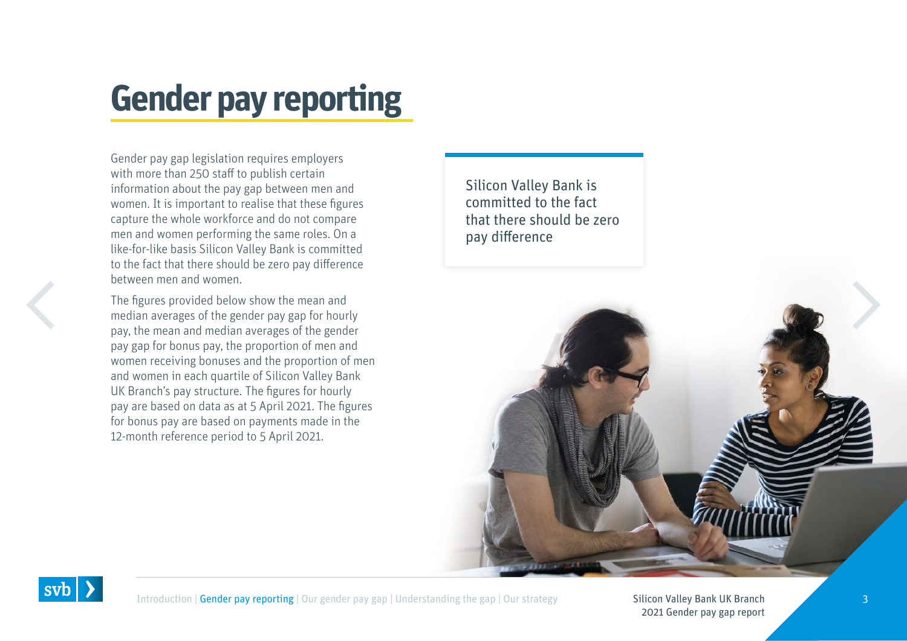# Gender pay reporting

Gender pay gap legislation requires employers with more than 250 staff to publish certain information about the pay gap between men and women. It is important to realise that these figures capture the whole workforce and do not compare men and women performing the same roles. On a like-for-like basis Silicon Valley Bank is committed to the fact that there should be zero pay difference between men and women.

The figures provided below show the mean and median averages of the gender pay gap for hourly pay, the mean and median averages of the gender pay gap for bonus pay, the proportion of men and women receiving bonuses and the proportion of men and women in each quartile of Silicon Valley Bank UK Branch's pay structure. The figures for hourly pay are based on data as at 5 April 2021. The figures for bonus pay are based on payments made in the 12-month reference period to 5 April 2021.

> Silicon Valley Bank is committed to the fact that there should be zero pay difference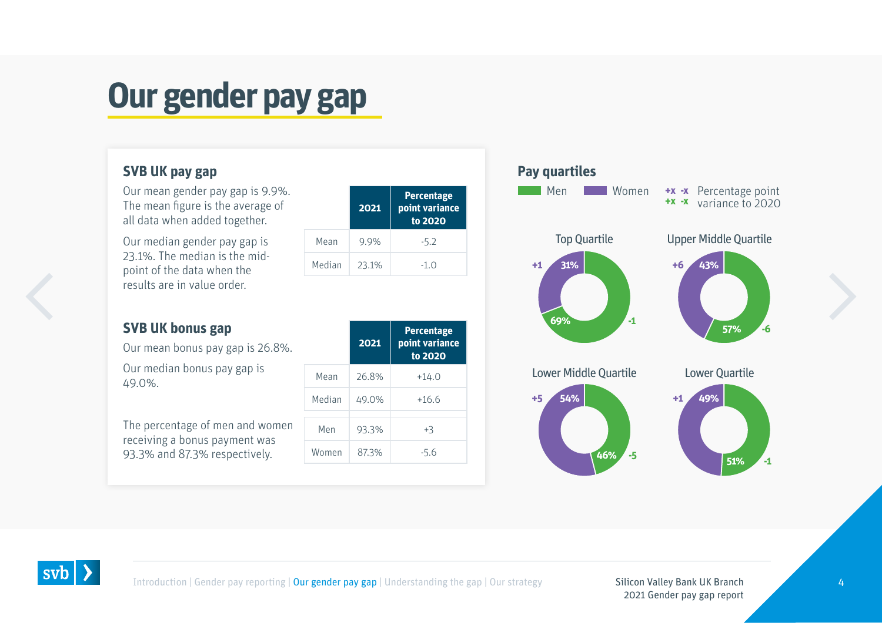# Our gender pay gap

## SVB UK pay gap

Our mean gender pay gap is 9.9%. The mean figure is the average of all data when added together.

Our median gender pay gap is 23.1%. The median is the mid-point of the data when the results are in value order.

| | 2021 | Percentage point variance to 2020 |
|---|---|---|
| Mean | 9.9% | -5.2 |
| Median | 23.1% | -1.0 |

## SVB UK bonus gap

Our mean bonus pay gap is 26.8%.

Our median bonus pay gap is 49.0%.

The percentage of men and women receiving a bonus payment was 93.3% and 87.3% respectively.

| | 2021 | Percentage point variance to 2020 |
|---|---|---|
| Mean | 26.8% | +14.0 |
| Median | 49.0% | +16.6 |
| Men | 93.3% | +3 |
| Women | 87.3% | -5.6 |

## Pay quartiles

Men | Women | +x -x Percentage point variance to 2020

| Quartile | Men | Variance (Men) | Women | Variance (Women) |
|---|---|---|---|---|
| Top Quartile | 69% | -1 | 31% | +1 |
| Upper Middle Quartile | 57% | -6 | 43% | +6 |
| Lower Middle Quartile | 46% | -5 | 54% | +5 |
| Lower Quartile | 51% | -1 | 49% | +1 |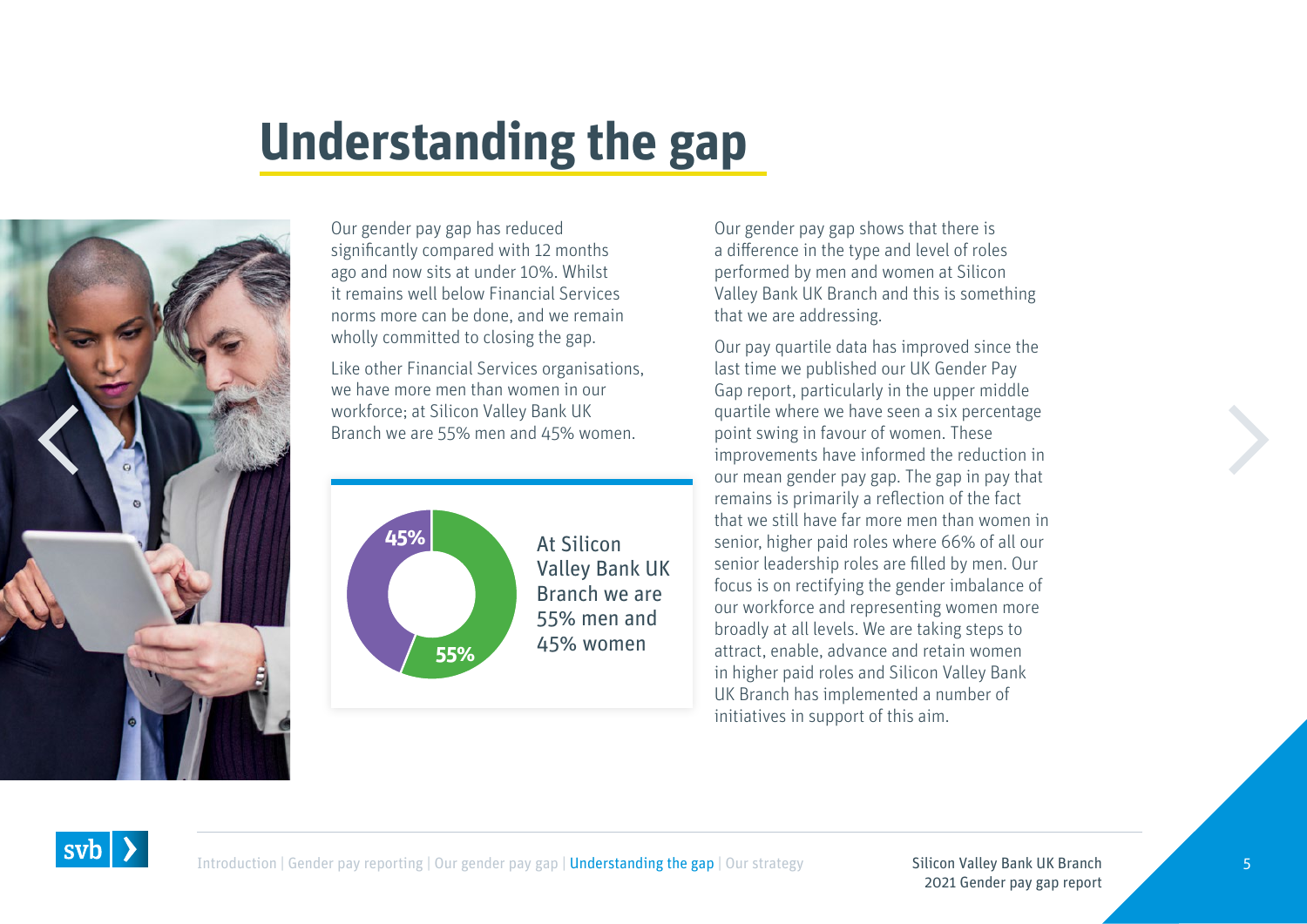# Understanding the gap

Our gender pay gap has reduced significantly compared with 12 months ago and now sits at under 10%. Whilst it remains well below Financial Services norms more can be done, and we remain wholly committed to closing the gap.

Like other Financial Services organisations, we have more men than women in our workforce; at Silicon Valley Bank UK Branch we are 55% men and 45% women.

45%

55%

At Silicon Valley Bank UK Branch we are 55% men and 45% women

Our gender pay gap shows that there is a difference in the type and level of roles performed by men and women at Silicon Valley Bank UK Branch and this is something that we are addressing.

Our pay quartile data has improved since the last time we published our UK Gender Pay Gap report, particularly in the upper middle quartile where we have seen a six percentage point swing in favour of women. These improvements have informed the reduction in our mean gender pay gap. The gap in pay that remains is primarily a reflection of the fact that we still have far more men than women in senior, higher paid roles where 66% of all our senior leadership roles are filled by men. Our focus is on rectifying the gender imbalance of our workforce and representing women more broadly at all levels. We are taking steps to attract, enable, advance and retain women in higher paid roles and Silicon Valley Bank UK Branch has implemented a number of initiatives in support of this aim.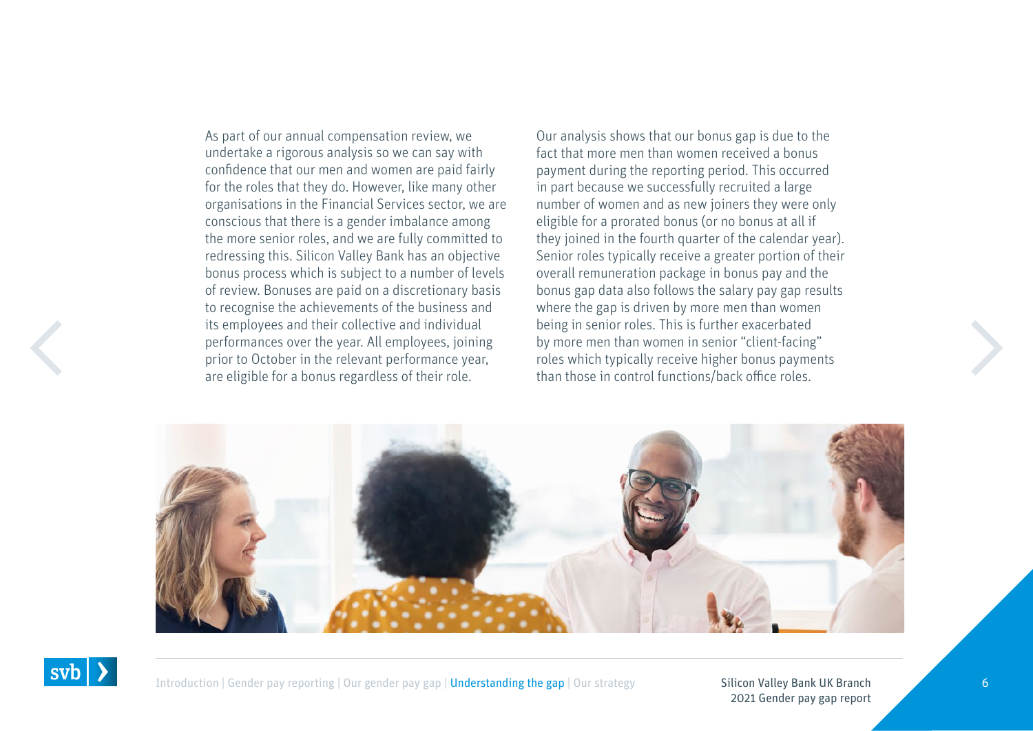As part of our annual compensation review, we undertake a rigorous analysis so we can say with confidence that our men and women are paid fairly for the roles that they do. However, like many other organisations in the Financial Services sector, we are conscious that there is a gender imbalance among the more senior roles, and we are fully committed to redressing this. Silicon Valley Bank has an objective bonus process which is subject to a number of levels of review. Bonuses are paid on a discretionary basis to recognise the achievements of the business and its employees and their collective and individual performances over the year. All employees, joining prior to October in the relevant performance year, are eligible for a bonus regardless of their role.

Our analysis shows that our bonus gap is due to the fact that more men than women received a bonus payment during the reporting period. This occurred in part because we successfully recruited a large number of women and as new joiners they were only eligible for a prorated bonus (or no bonus at all if they joined in the fourth quarter of the calendar year). Senior roles typically receive a greater portion of their overall remuneration package in bonus pay and the bonus gap data also follows the salary pay gap results where the gap is driven by more men than women being in senior roles. This is further exacerbated by more men than women in senior "client-facing" roles which typically receive higher bonus payments than those in control functions/back office roles.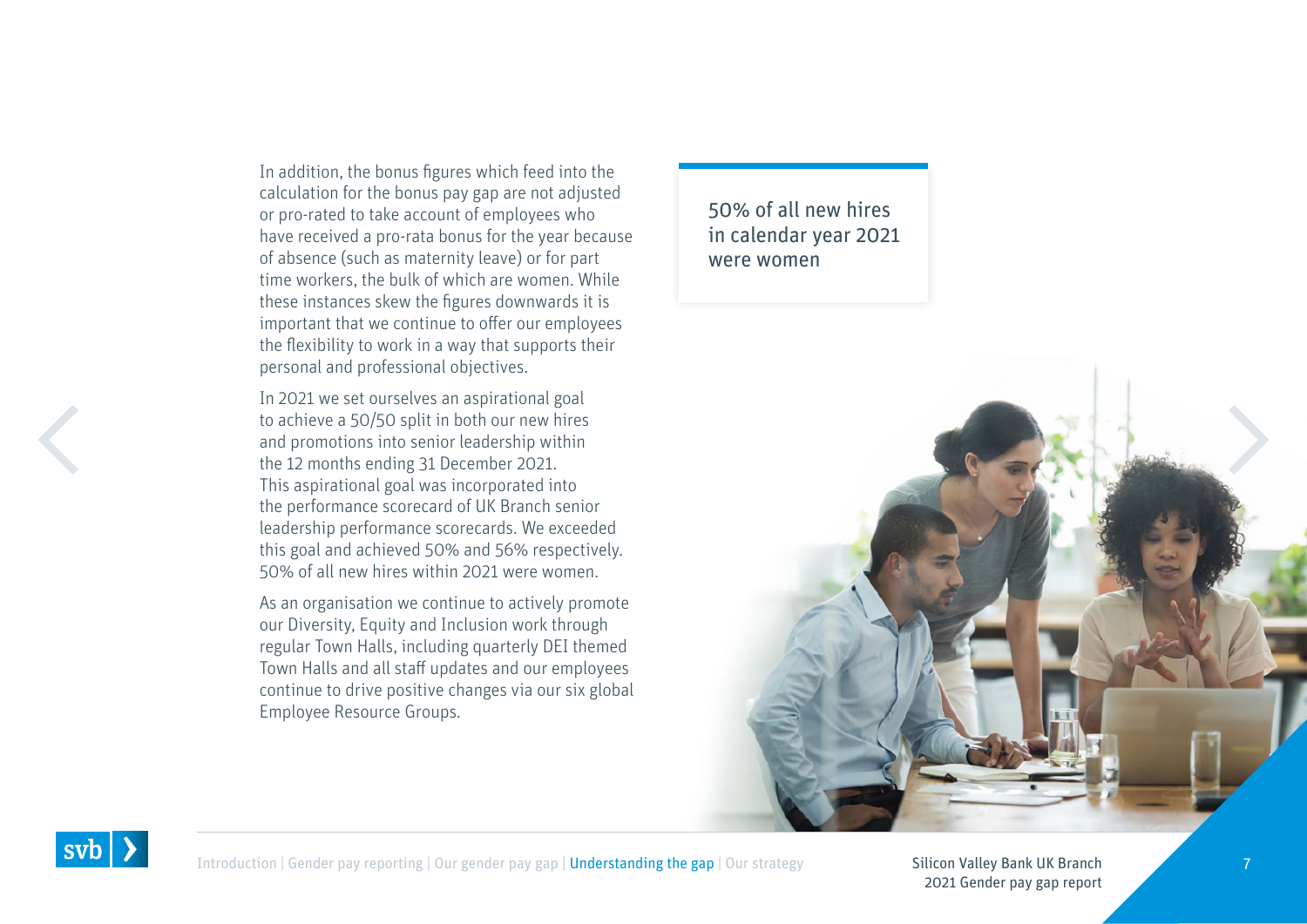In addition, the bonus figures which feed into the calculation for the bonus pay gap are not adjusted or pro-rated to take account of employees who have received a pro-rata bonus for the year because of absence (such as maternity leave) or for part time workers, the bulk of which are women. While these instances skew the figures downwards it is important that we continue to offer our employees the flexibility to work in a way that supports their personal and professional objectives.

In 2021 we set ourselves an aspirational goal to achieve a 50/50 split in both our new hires and promotions into senior leadership within the 12 months ending 31 December 2021. This aspirational goal was incorporated into the performance scorecard of UK Branch senior leadership performance scorecards. We exceeded this goal and achieved 50% and 56% respectively. 50% of all new hires within 2021 were women.

As an organisation we continue to actively promote our Diversity, Equity and Inclusion work through regular Town Halls, including quarterly DEI themed Town Halls and all staff updates and our employees continue to drive positive changes via our six global Employee Resource Groups.

> 50% of all new hires in calendar year 2021 were women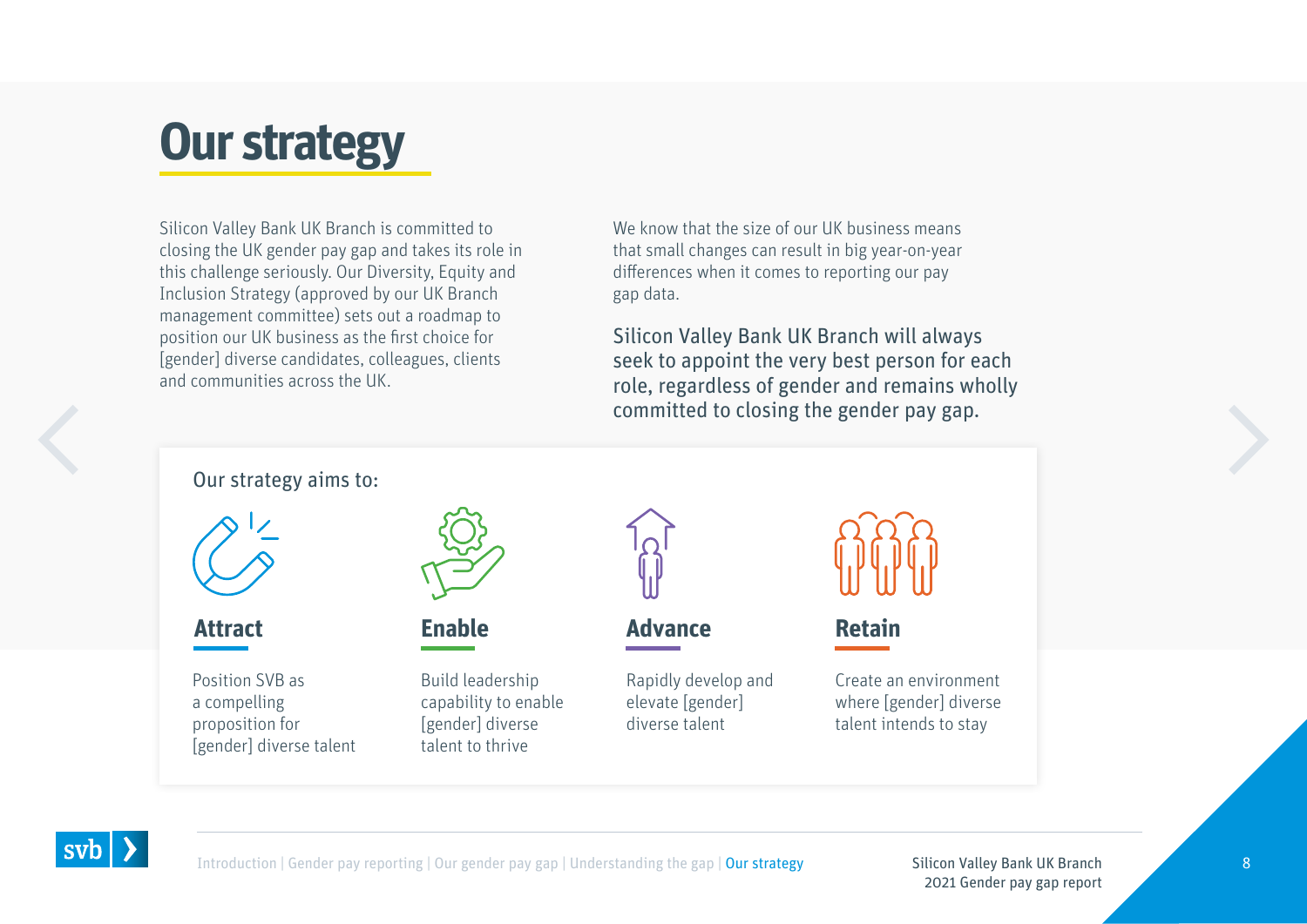# Our strategy

Silicon Valley Bank UK Branch is committed to closing the UK gender pay gap and takes its role in this challenge seriously. Our Diversity, Equity and Inclusion Strategy (approved by our UK Branch management committee) sets out a roadmap to position our UK business as the first choice for [gender] diverse candidates, colleagues, clients and communities across the UK.

We know that the size of our UK business means that small changes can result in big year-on-year differences when it comes to reporting our pay gap data.

Silicon Valley Bank UK Branch will always seek to appoint the very best person for each role, regardless of gender and remains wholly committed to closing the gender pay gap.

Our strategy aims to:

### Attract

Position SVB as a compelling proposition for [gender] diverse talent

### Enable

Build leadership capability to enable [gender] diverse talent to thrive

### Advance

Rapidly develop and elevate [gender] diverse talent

### Retain

Create an environment where [gender] diverse talent intends to stay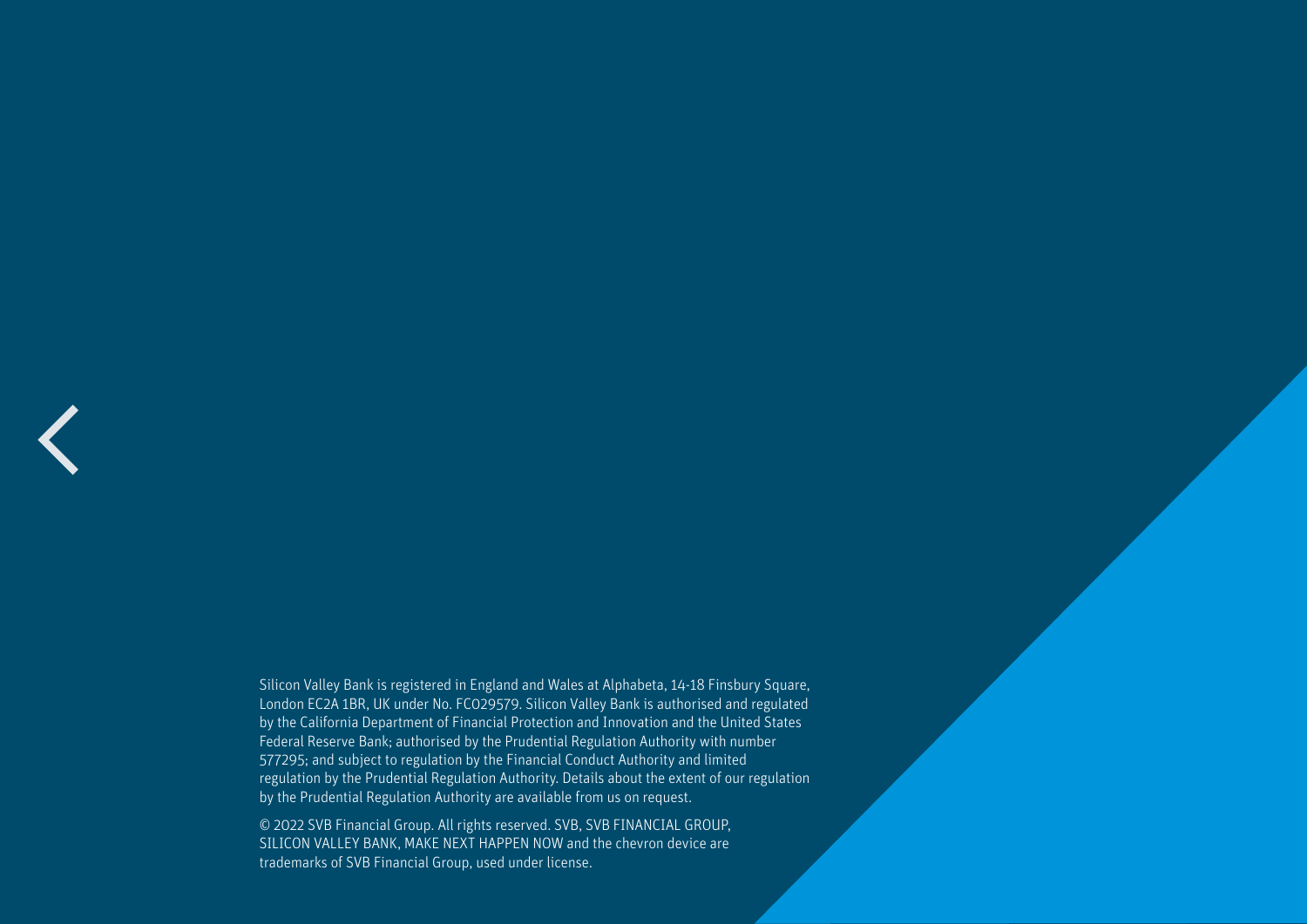Silicon Valley Bank is registered in England and Wales at Alphabeta, 14-18 Finsbury Square, London EC2A 1BR, UK under No. FC029579. Silicon Valley Bank is authorised and regulated by the California Department of Financial Protection and Innovation and the United States Federal Reserve Bank; authorised by the Prudential Regulation Authority with number 577295; and subject to regulation by the Financial Conduct Authority and limited regulation by the Prudential Regulation Authority. Details about the extent of our regulation by the Prudential Regulation Authority are available from us on request.

© 2022 SVB Financial Group. All rights reserved. SVB, SVB FINANCIAL GROUP, SILICON VALLEY BANK, MAKE NEXT HAPPEN NOW and the chevron device are trademarks of SVB Financial Group, used under license.